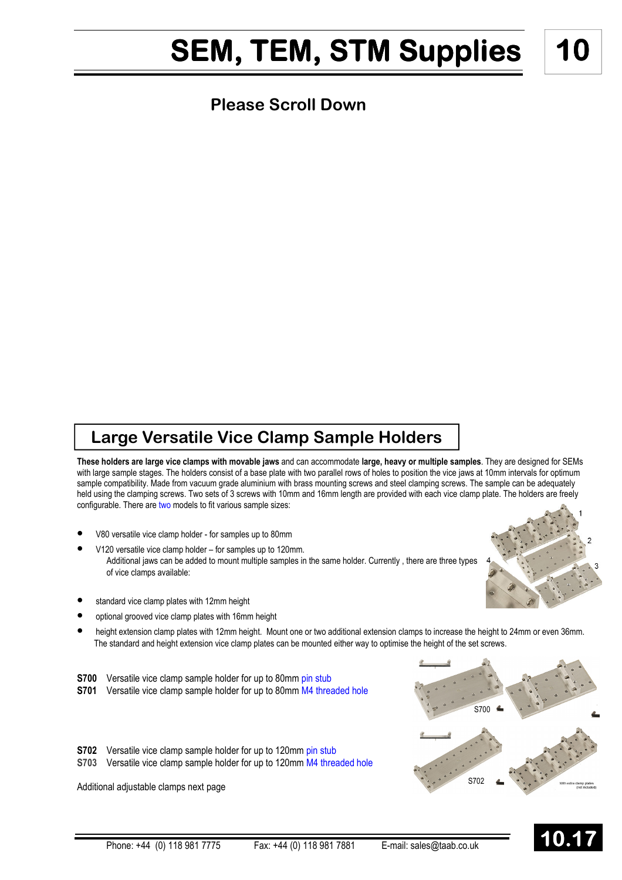# SEM, TEM, STM Supplies

## Please Scroll Down

## Large Versatile Vice Clamp Sample Holders

**These holders are large vice clamps with movable jaws** and can accommodate **large, heavy or multiple samples**. They are designed for SEMs with large sample stages. The holders consist of a base plate with two parallel rows of holes to position the vice jaws at 10mm intervals for optimum sample compatibility. Made from vacuum grade aluminium with brass mounting screws and steel clamping screws. The sample can be adequately held using the clamping screws. Two sets of 3 screws with 10mm and 16mm length are provided with each vice clamp plate. The holders are freely configurable. There are two models to fit various sample sizes:

- V80 versatile vice clamp holder - for samples up to 80mm
- V120 versatile vice clamp holder – for samples up to 120mm.
  Additional jaws can be added to mount multiple samples in the same holder. Currently , there are three types of vice clamps available:
- standard vice clamp plates with 12mm height
- optional grooved vice clamp plates with 16mm height
- height extension clamp plates with 12mm height. Mount one or two additional extension clamps to increase the height to 24mm or even 36mm. The standard and height extension vice clamp plates can be mounted either way to optimise the height of the set screws.

**S700** Versatile vice clamp sample holder for up to 80mm pin stub
**S701** Versatile vice clamp sample holder for up to 80mm M4 threaded hole

**S702** Versatile vice clamp sample holder for up to 120mm pin stub
**S703** Versatile vice clamp sample holder for up to 120mm M4 threaded hole

Additional adjustable clamps next page

Phone: +44 (0) 118 981 7775 Fax: +44 (0) 118 981 7881 E-mail: sales@taab.co.uk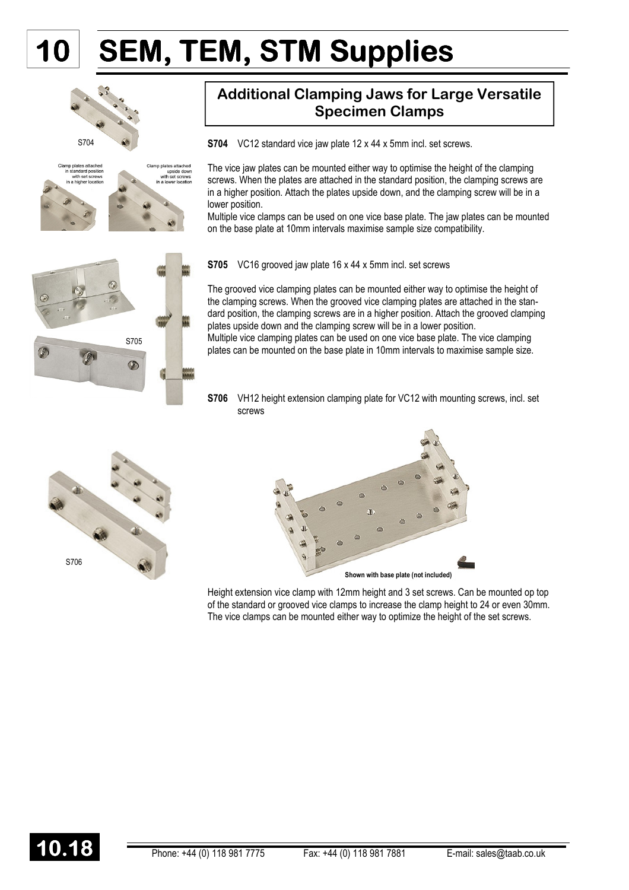# SEM, TEM, STM Supplies

## Additional Clamping Jaws for Large Versatile Specimen Clamps

**S704** VC12 standard vice jaw plate 12 x 44 x 5mm incl. set screws.

The vice jaw plates can be mounted either way to optimise the height of the clamping screws. When the plates are attached in the standard position, the clamping screws are in a higher position. Attach the plates upside down, and the clamping screw will be in a lower position.
Multiple vice clamps can be used on one vice base plate. The jaw plates can be mounted on the base plate at 10mm intervals maximise sample size compatibility.

S704

Clamp plates attached in standard position with set screws in a higher location

Clamp plates attached upside down with set screws in a lower location

**S705** VC16 grooved jaw plate 16 x 44 x 5mm incl. set screws

The grooved vice clamping plates can be mounted either way to optimise the height of the clamping screws. When the grooved vice clamping plates are attached in the standard position, the clamping screws are in a higher position. Attach the grooved clamping plates upside down and the clamping screw will be in a lower position.
Multiple vice clamping plates can be used on one vice base plate. The vice clamping plates can be mounted on the base plate in 10mm intervals to maximise sample size.

S705

**S706** VH12 height extension clamping plate for VC12 with mounting screws, incl. set screws

S706

**Shown with base plate (not included)**

Height extension vice clamp with 12mm height and 3 set screws. Can be mounted op top of the standard or grooved vice clamps to increase the clamp height to 24 or even 30mm. The vice clamps can be mounted either way to optimize the height of the set screws.

Phone: +44 (0) 118 981 7775 Fax: +44 (0) 118 981 7881 E-mail: sales@taab.co.uk